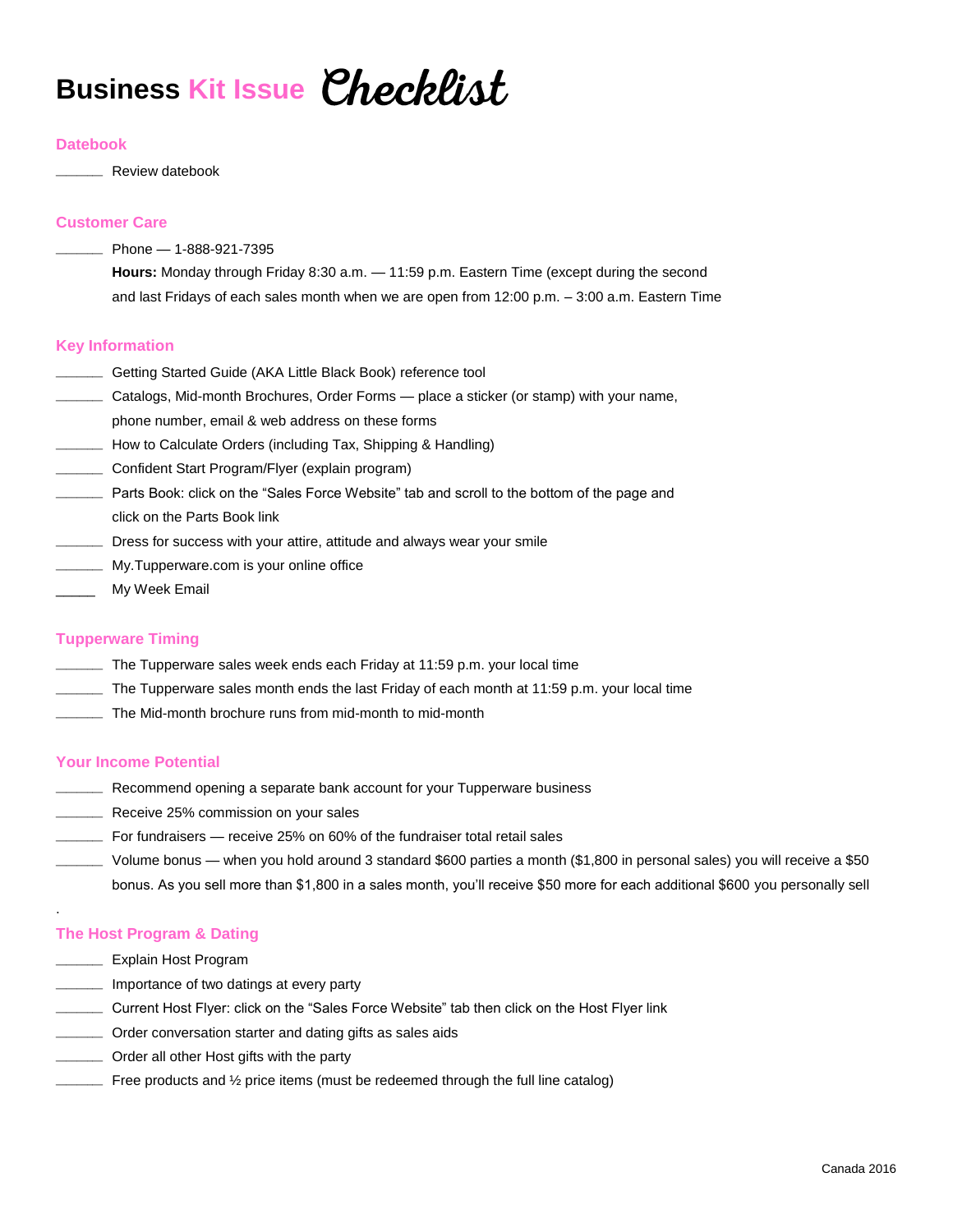# Business Kit Issue Checklist

## Datebook

______ Review datebook

## Customer Care

______ Phone — 1-888-921-7395

**Hours:** Monday through Friday 8:30 a.m. — 11:59 p.m. Eastern Time (except during the second and last Fridays of each sales month when we are open from 12:00 p.m. – 3:00 a.m. Eastern Time

## Key Information

______ Getting Started Guide (AKA Little Black Book) reference tool

______ Catalogs, Mid-month Brochures, Order Forms — place a sticker (or stamp) with your name, phone number, email & web address on these forms

______ How to Calculate Orders (including Tax, Shipping & Handling)

______ Confident Start Program/Flyer (explain program)

______ Parts Book: click on the "Sales Force Website" tab and scroll to the bottom of the page and click on the Parts Book link

______ Dress for success with your attire, attitude and always wear your smile

______ My.Tupperware.com is your online office

_____ My Week Email

## Tupperware Timing

______ The Tupperware sales week ends each Friday at 11:59 p.m. your local time

______ The Tupperware sales month ends the last Friday of each month at 11:59 p.m. your local time

______ The Mid-month brochure runs from mid-month to mid-month

## Your Income Potential

______ Recommend opening a separate bank account for your Tupperware business

______ Receive 25% commission on your sales

______ For fundraisers — receive 25% on 60% of the fundraiser total retail sales

______ Volume bonus — when you hold around 3 standard $600 parties a month ($1,800 in personal sales) you will receive a $50 bonus. As you sell more than $1,800 in a sales month, you'll receive $50 more for each additional $600 you personally sell

.

## The Host Program & Dating

______ Explain Host Program

______ Importance of two datings at every party

______ Current Host Flyer: click on the "Sales Force Website" tab then click on the Host Flyer link

______ Order conversation starter and dating gifts as sales aids

______ Order all other Host gifts with the party

______ Free products and ½ price items (must be redeemed through the full line catalog)

Canada 2016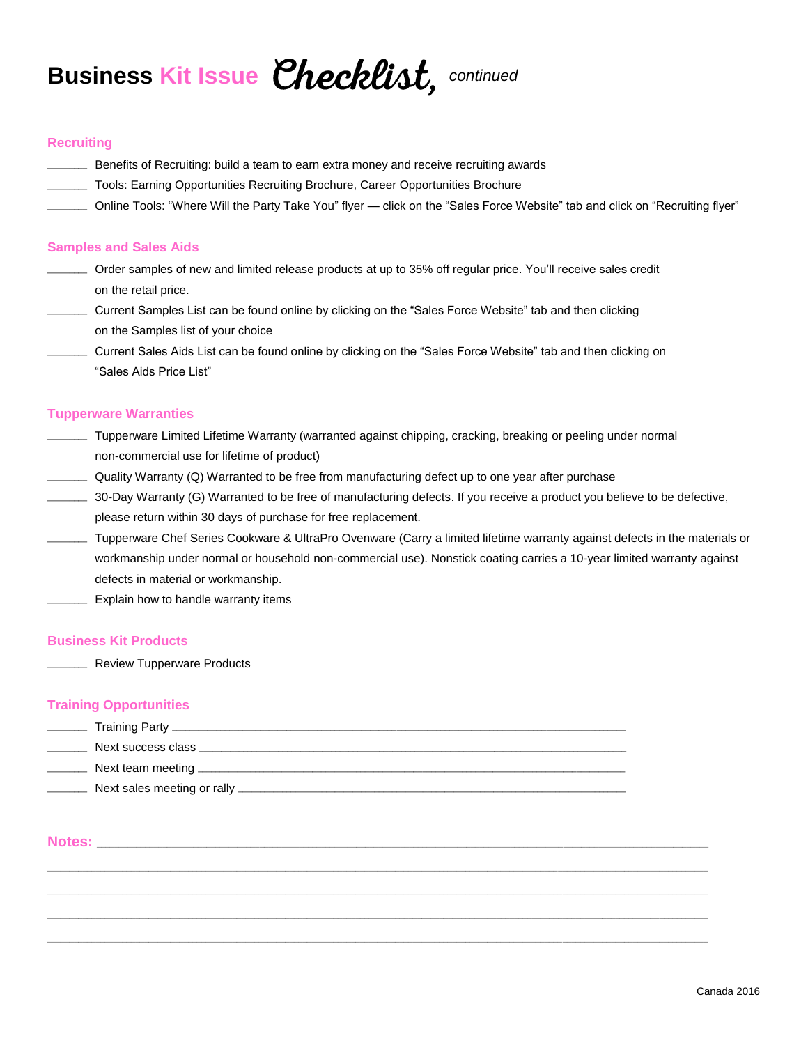# Business Kit Issue *Checklist*, *continued*

## Recruiting

______ Benefits of Recruiting: build a team to earn extra money and receive recruiting awards

______ Tools: Earning Opportunities Recruiting Brochure, Career Opportunities Brochure

______ Online Tools: "Where Will the Party Take You" flyer — click on the "Sales Force Website" tab and click on "Recruiting flyer"

## Samples and Sales Aids

______ Order samples of new and limited release products at up to 35% off regular price. You'll receive sales credit on the retail price.

______ Current Samples List can be found online by clicking on the "Sales Force Website" tab and then clicking on the Samples list of your choice

______ Current Sales Aids List can be found online by clicking on the "Sales Force Website" tab and then clicking on "Sales Aids Price List"

## Tupperware Warranties

______ Tupperware Limited Lifetime Warranty (warranted against chipping, cracking, breaking or peeling under normal non-commercial use for lifetime of product)

______ Quality Warranty (Q) Warranted to be free from manufacturing defect up to one year after purchase

______ 30-Day Warranty (G) Warranted to be free of manufacturing defects. If you receive a product you believe to be defective, please return within 30 days of purchase for free replacement.

______ Tupperware Chef Series Cookware & UltraPro Ovenware (Carry a limited lifetime warranty against defects in the materials or workmanship under normal or household non-commercial use). Nonstick coating carries a 10-year limited warranty against defects in material or workmanship.

______ Explain how to handle warranty items

## Business Kit Products

______ Review Tupperware Products

## Training Opportunities

______ Training Party ______________________________

______ Next success class ______________________________

______ Next team meeting ______________________________

______ Next sales meeting or rally ______________________________

## Notes: ______________________________

______________________________

______________________________

______________________________

______________________________

Canada 2016